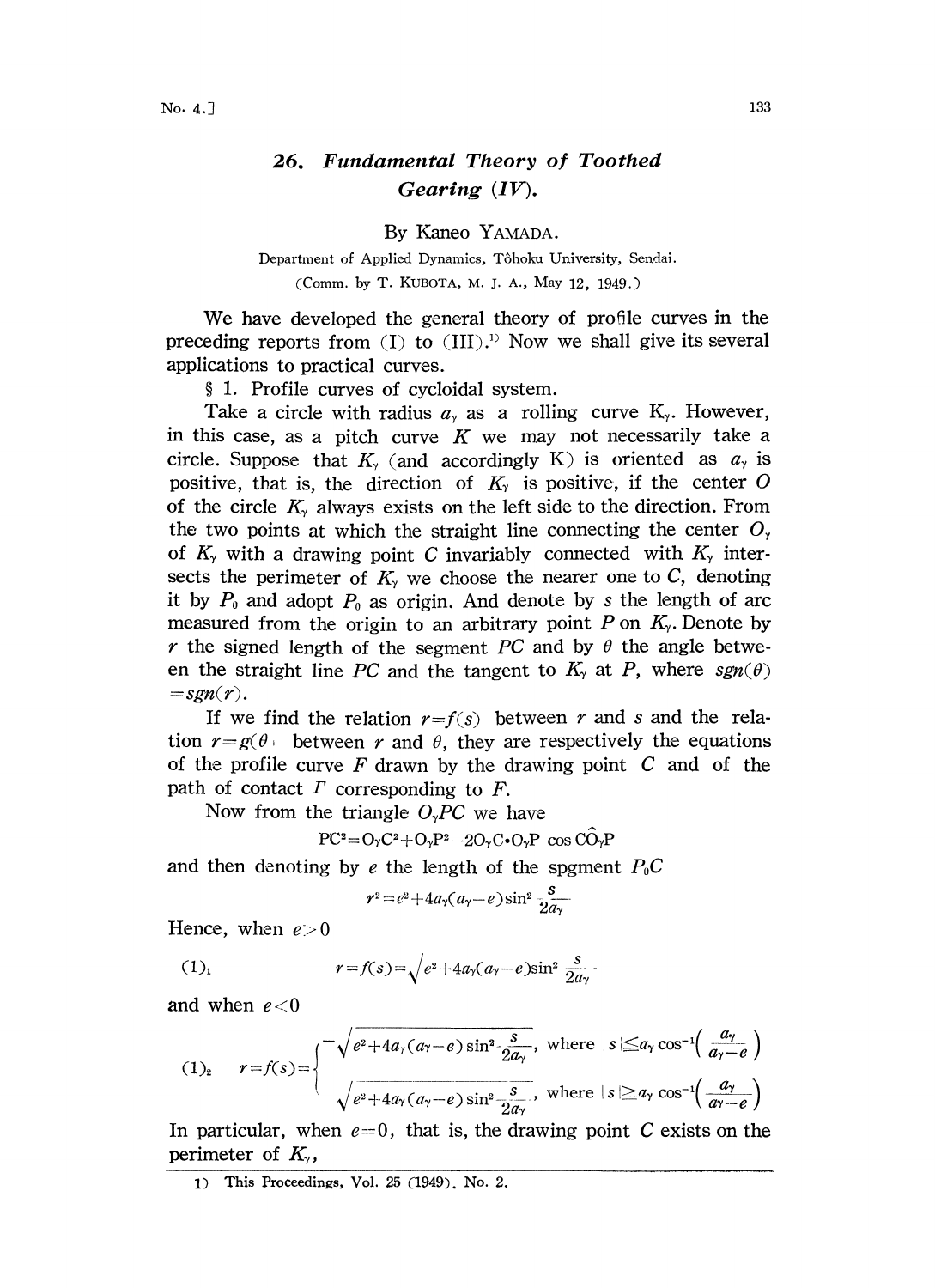# 26. *Fundamental Theory of Toothed Gearing (IV).*

By Kaneo YAMADA.

Department of Applied Dynamics, Tôhoku University, Sendai.

(Comm. by T. KUBOTA, M. J. A., May 12, 1949.)

We have developed the general theory of profile curves in the preceding reports from (I) to (III).[1] Now we shall give its several applications to practical curves.

§ 1. Profile curves of cycloidal system.

Take a circle with radius $a_\gamma$ as a rolling curve $K_\gamma$. However, in this case, as a pitch curve $K$ we may not necessarily take a circle. Suppose that $K_\gamma$ (and accordingly K) is oriented as $a_\gamma$ is positive, that is, the direction of $K_\gamma$ is positive, if the center $O$ of the circle $K_\gamma$ always exists on the left side to the direction. From the two points at which the straight line connecting the center $O_\gamma$ of $K_\gamma$ with a drawing point $C$ invariably connected with $K_\gamma$ intersects the perimeter of $K_\gamma$ we choose the nearer one to $C$, denoting it by $P_0$ and adopt $P_0$ as origin. And denote by $s$ the length of arc measured from the origin to an arbitrary point $P$ on $K_\gamma$. Denote by $r$ the signed length of the segment $PC$ and by $\theta$ the angle between the straight line $PC$ and the tangent to $K_\gamma$ at $P$, where $sgn(\theta) = sgn(r)$.

If we find the relation $r=f(s)$ between $r$ and $s$ and the relation $r=g(\theta)$ between $r$ and $\theta$, they are respectively the equations of the profile curve $F$ drawn by the drawing point $C$ and of the path of contact $\Gamma$ corresponding to $F$.

Now from the triangle $O_\gamma PC$ we have

$$\mathrm{PC}^2 = \mathrm{O_\gamma C}^2 + \mathrm{O_\gamma P}^2 - 2\mathrm{O_\gamma C}\cdot\mathrm{O_\gamma P}\cos \mathrm{C\hat{O}_\gamma P}$$

and then denoting by $e$ the length of the spgment $P_0C$

$$r^2 = e^2 + 4a_\gamma(a_\gamma - e)\sin^2\frac{s}{2a_\gamma}$$

Hence, when $e>0$

$$(1)_1 \qquad r = f(s) = \sqrt{e^2 + 4a_\gamma(a_\gamma - e)\sin^2\frac{s}{2a_\gamma}}$$

and when $e<0$

$$(1)_2 \qquad r = f(s) = \begin{cases} -\sqrt{e^2 + 4a_\gamma(a_\gamma - e)\sin^2\frac{s}{2a_\gamma}}, & \text{where } |s| \leqq a_\gamma\cos^{-1}\left(\frac{a_\gamma}{a_\gamma - e}\right) \\ \sqrt{e^2 + 4a_\gamma(a_\gamma - e)\sin^2\frac{s}{2a_\gamma}}, & \text{where } |s| \geqq a_\gamma\cos^{-1}\left(\frac{a_\gamma}{a_\gamma - e}\right) \end{cases}$$

In particular, when $e=0$, that is, the drawing point $C$ exists on the perimeter of $K_\gamma$,

---

1) This Proceedings, Vol. 25 (1949). No. 2.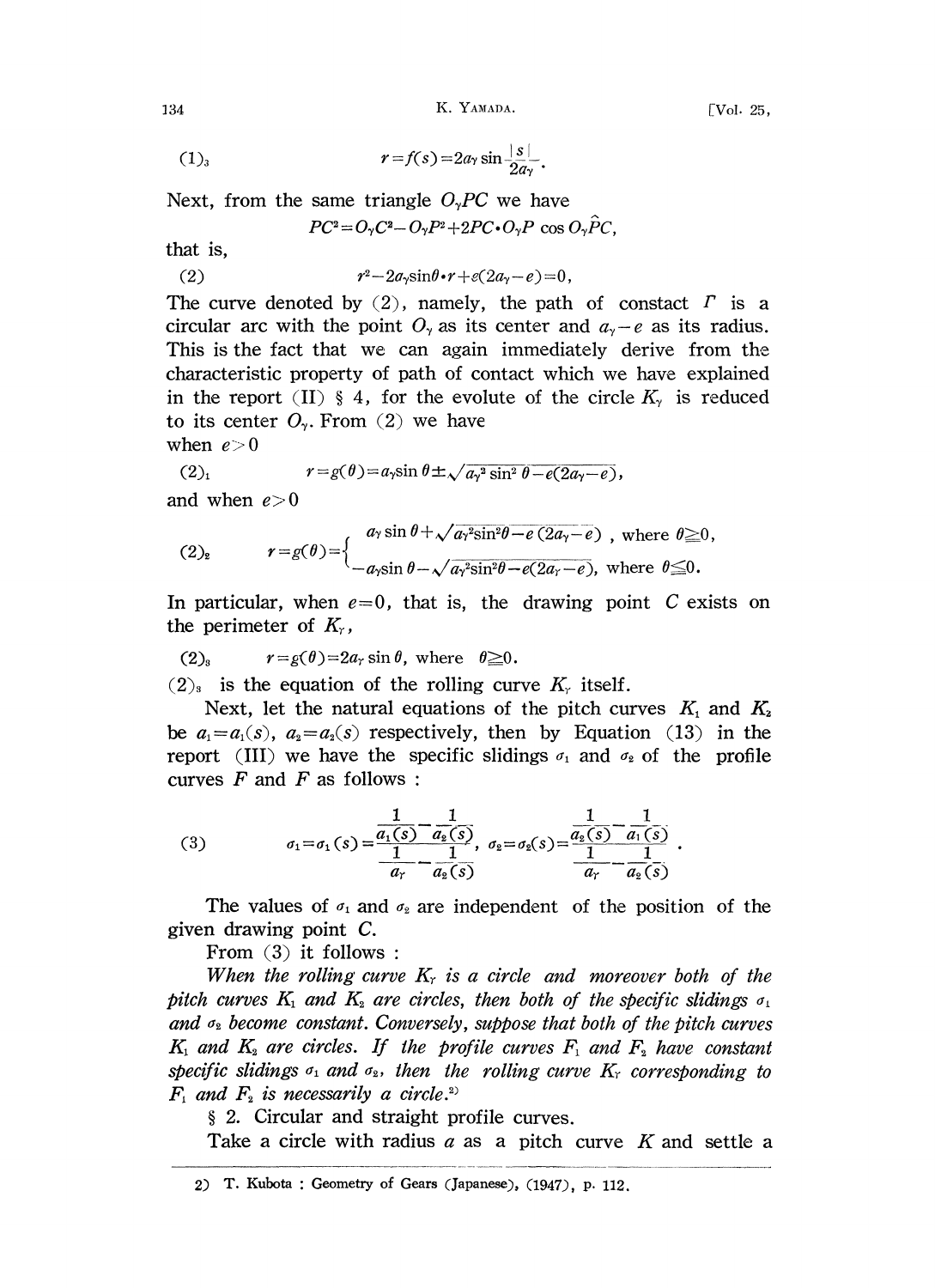$$(1)_3 \qquad r=f(s)=2a_\gamma \sin\frac{|s|}{2a_\gamma}.$$

Next, from the same triangle $O_\gamma PC$ we have

$$PC^2=O_\gamma C^2-O_\gamma P^2+2PC\cdot O_\gamma P\cos O_\gamma \hat{P}C,$$

that is,

$$(2) \qquad r^2-2a_\gamma \sin\theta\cdot r+e(2a_\gamma-e)=0,$$

The curve denoted by (2), namely, the path of constact $\Gamma$ is a circular arc with the point $O_\gamma$ as its center and $a_\gamma-e$ as its radius. This is the fact that we can again immediately derive from the characteristic property of path of contact which we have explained in the report (II) § 4, for the evolute of the circle $K_\gamma$ is reduced to its center $O_\gamma$. From (2) we have

when $e>0$

$$(2)_1 \qquad r=g(\theta)=a_\gamma \sin\theta\pm\sqrt{a_\gamma^2\sin^2\theta-e(2a_\gamma-e)},$$

and when $e>0$

$$(2)_2 \qquad r=g(\theta)=\begin{cases} a_\gamma\sin\theta+\sqrt{a_\gamma^2\sin^2\theta-e(2a_\gamma-e)}\ , \text{ where } \theta\geqq 0,\\ -a_\gamma\sin\theta-\sqrt{a_\gamma^2\sin^2\theta-e(2a_\gamma-e)}, \text{ where } \theta\leqq 0.\end{cases}$$

In particular, when $e=0$, that is, the drawing point $C$ exists on the perimeter of $K_\gamma$,

$$(2)_3 \qquad r=g(\theta)=2a_\gamma\sin\theta, \text{ where } \theta\geqq 0.$$

$(2)_3$ is the equation of the rolling curve $K_\gamma$ itself.

Next, let the natural equations of the pitch curves $K_1$ and $K_2$ be $a_1=a_1(s)$, $a_2=a_2(s)$ respectively, then by Equation (13) in the report (III) we have the specific slidings $\sigma_1$ and $\sigma_2$ of the profile curves $F$ and $F$ as follows :

$$(3) \qquad \sigma_1=\sigma_1(s)=\frac{\dfrac{1}{a_1(s)}-\dfrac{1}{a_2(s)}}{\dfrac{1}{a_\gamma}-\dfrac{1}{a_2(s)}},\quad \sigma_2=\sigma_2(s)=\frac{\dfrac{1}{a_2(s)}-\dfrac{1}{a_1(s)}}{\dfrac{1}{a_\gamma}-\dfrac{1}{a_2(s)}}.$$

The values of $\sigma_1$ and $\sigma_2$ are independent of the position of the given drawing point $C$.

From (3) it follows :

*When the rolling curve $K_\gamma$ is a circle and moreover both of the pitch curves $K_1$ and $K_2$ are circles, then both of the specific slidings $\sigma_1$ and $\sigma_2$ become constant. Conversely, suppose that both of the pitch curves $K_1$ and $K_2$ are circles. If the profile curves $F_1$ and $F_2$ have constant specific slidings $\sigma_1$ and $\sigma_2$, then the rolling curve $K_\gamma$ corresponding to $F_1$ and $F_2$ is necessarily a circle.*[2]

§ 2. Circular and straight profile curves.

Take a circle with radius $a$ as a pitch curve $K$ and settle a

---

2) T. Kubota : Geometry of Gears (Japanese), (1947), p. 112.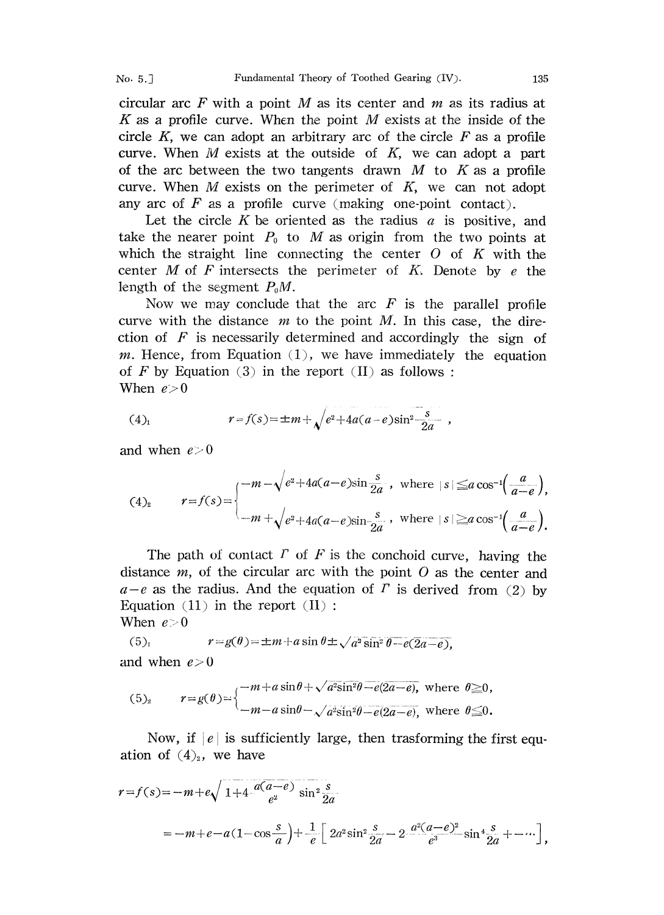circular arc $F$ with a point $M$ as its center and $m$ as its radius at $K$ as a profile curve. When the point $M$ exists at the inside of the circle $K$, we can adopt an arbitrary arc of the circle $F$ as a profile curve. When $M$ exists at the outside of $K$, we can adopt a part of the arc between the two tangents drawn $M$ to $K$ as a profile curve. When $M$ exists on the perimeter of $K$, we can not adopt any arc of $F$ as a profile curve (making one-point contact).

Let the circle $K$ be oriented as the radius $a$ is positive, and take the nearer point $P_0$ to $M$ as origin from the two points at which the straight line connecting the center $O$ of $K$ with the center $M$ of $F$ intersects the perimeter of $K$. Denote by $e$ the length of the segment $P_0M$.

Now we may conclude that the arc $F$ is the parallel profile curve with the distance $m$ to the point $M$. In this case, the direction of $F$ is necessarily determined and accordingly the sign of $m$. Hence, from Equation (1), we have immediately the equation of $F$ by Equation (3) in the report (II) as follows :

When $e>0$

$$(4)_1 \qquad r=f(s)=\pm m+\sqrt{e^2+4a(a-e)\sin^2\frac{s}{2a}}\ ,$$

and when $e>0$

$$(4)_2 \qquad r=f(s)=\begin{cases} -m-\sqrt{e^2+4a(a-e)\sin\frac{s}{2a}}\ , & \text{where } |s|\leqq a\cos^{-1}\left(\frac{a}{a-e}\right), \\ -m+\sqrt{e^2+4a(a-e)\sin\frac{s}{2a}}\ , & \text{where } |s|\geqq a\cos^{-1}\left(\frac{a}{a-e}\right). \end{cases}$$

The path of contact $\Gamma$ of $F$ is the conchoid curve, having the distance $m$, of the circular arc with the point $O$ as the center and $a-e$ as the radius. And the equation of $\Gamma$ is derived from (2) by Equation (11) in the report (II) :

When $e>0$

$$(5)_1 \qquad r=g(\theta)=\pm m+a\sin\theta\pm\sqrt{a^2\sin^2\theta-e(2a-e)},$$

and when $e>0$

$$(5)_2 \qquad r=g(\theta)=\begin{cases} -m+a\sin\theta+\sqrt{a^2\sin^2\theta-e(2a-e)}, & \text{where } \theta\geqq 0, \\ -m-a\sin\theta-\sqrt{a^2\sin^2\theta-e(2a-e)}, & \text{where } \theta\leqq 0. \end{cases}$$

Now, if $|e|$ is sufficiently large, then trasforming the first equation of $(4)_2$, we have

$$r=f(s)=-m+e\sqrt{1+4\frac{a(a-e)}{e^2}\sin^2\frac{s}{2a}}$$

$$=-m+e-a\left(1-\cos\frac{s}{a}\right)+\frac{1}{e}\left[2a^2\sin^2\frac{s}{2a}-2\frac{a^2(a-e)^2}{e^3}\sin^4\frac{s}{2a}+-\cdots\right],$$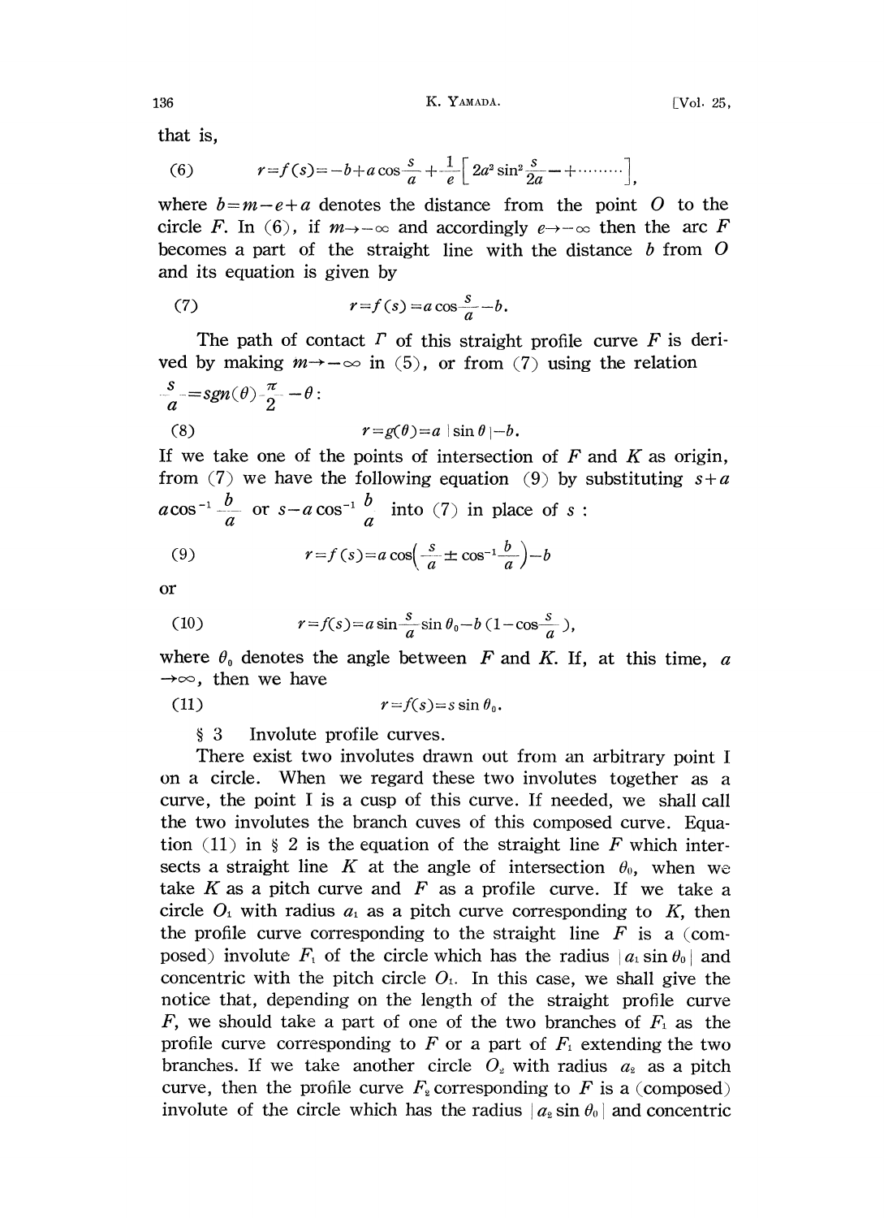that is,

$$(6) \qquad r=f(s)=-b+a\cos\frac{s}{a}+\frac{1}{e}\Big[\,2a^2\sin^2\frac{s}{2a}-+\cdots\cdots\Big],$$

where $b=m-e+a$ denotes the distance from the point $O$ to the circle $F$. In (6), if $m\to-\infty$ and accordingly $e\to-\infty$ then the arc $F$ becomes a part of the straight line with the distance $b$ from $O$ and its equation is given by

$$(7) \qquad r=f(s)=a\cos\frac{s}{a}-b.$$

The path of contact $\Gamma$ of this straight profile curve $F$ is derived by making $m\to-\infty$ in (5), or from (7) using the relation $\frac{s}{a}=sgn(\theta)\frac{\pi}{2}-\theta$:

$$(8) \qquad r=g(\theta)=a\,|\sin\theta\,|-b.$$

If we take one of the points of intersection of $F$ and $K$ as origin, from (7) we have the following equation (9) by substituting $s+a$ $a\cos^{-1}\frac{b}{a}$ or $s-a\cos^{-1}\frac{b}{a}$ into (7) in place of $s$ :

$$(9) \qquad r=f(s)=a\cos\Big(\frac{s}{a}\pm\cos^{-1}\frac{b}{a}\Big)-b$$

or

$$(10) \qquad r=f(s)=a\sin\frac{s}{a}\sin\theta_0-b\,(1-\cos\frac{s}{a}\,),$$

where $\theta_0$ denotes the angle between $F$ and $K$. If, at this time, $a\to\infty$, then we have

$$(11) \qquad r=f(s)=s\sin\theta_0.$$

## § 3 Involute profile curves.

There exist two involutes drawn out from an arbitrary point I on a circle. When we regard these two involutes together as a curve, the point I is a cusp of this curve. If needed, we shall call the two involutes the branch cuves of this composed curve. Equation (11) in § 2 is the equation of the straight line $F$ which intersects a straight line $K$ at the angle of intersection $\theta_0$, when we take $K$ as a pitch curve and $F$ as a profile curve. If we take a circle $O_1$ with radius $a_1$ as a pitch curve corresponding to $K$, then the profile curve corresponding to the straight line $F$ is a (composed) involute $F_1$ of the circle which has the radius $|\,a_1\sin\theta_0\,|$ and concentric with the pitch circle $O_1$. In this case, we shall give the notice that, depending on the length of the straight profile curve $F$, we should take a part of one of the two branches of $F_1$ as the profile curve corresponding to $F$ or a part of $F_1$ extending the two branches. If we take another circle $O_2$ with radius $a_2$ as a pitch curve, then the profile curve $F_2$ corresponding to $F$ is a (composed) involute of the circle which has the radius $|\,a_2\sin\theta_0\,|$ and concentric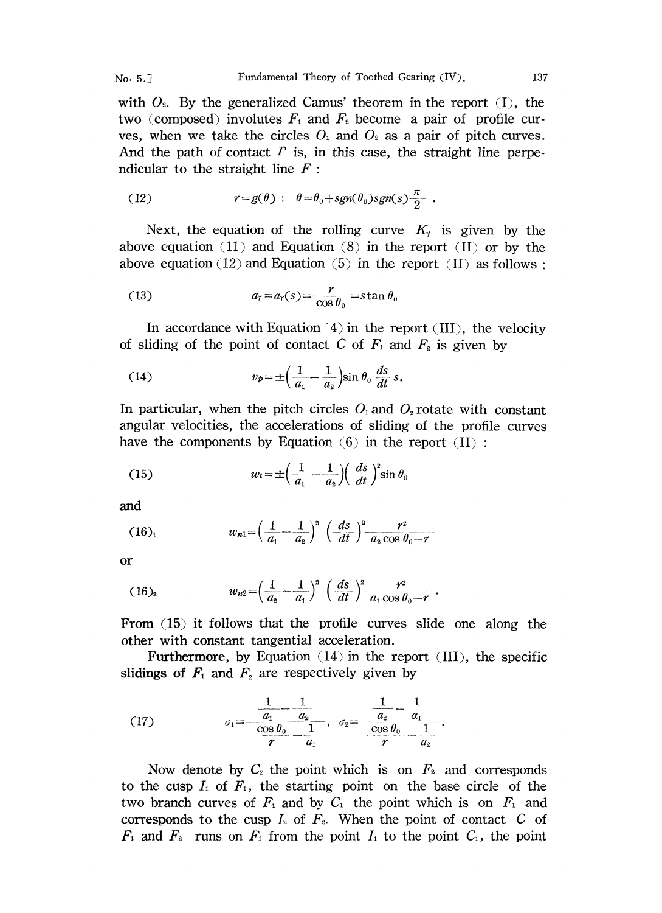with $O_2$. By the generalized Camus' theorem in the report (I), the two (composed) involutes $F_1$ and $F_2$ become a pair of profile curves, when we take the circles $O_1$ and $O_2$ as a pair of pitch curves. And the path of contact $\Gamma$ is, in this case, the straight line perpendicular to the straight line $F$ :

$$(12) \qquad r=g(\theta) : \quad \theta=\theta_0+sgn(\theta_0)sgn(s)\frac{\pi}{2} .$$

Next, the equation of the rolling curve $K_\gamma$ is given by the above equation (11) and Equation (8) in the report (II) or by the above equation (12) and Equation (5) in the report (II) as follows :

$$(13) \qquad a_\gamma=a_\gamma(s)=\frac{r}{\cos\theta_0}=s\tan\theta_0$$

In accordance with Equation (4) in the report (III), the velocity of sliding of the point of contact $C$ of $F_1$ and $F_2$ is given by

$$(14) \qquad v_p=\pm\left(\frac{1}{a_1}-\frac{1}{a_2}\right)\sin\theta_0\frac{ds}{dt}s.$$

In particular, when the pitch circles $O_1$ and $O_2$ rotate with constant angular velocities, the accelerations of sliding of the profile curves have the components by Equation (6) in the report (II) :

$$(15) \qquad w_t=\pm\left(\frac{1}{a_1}-\frac{1}{a_2}\right)\left(\frac{ds}{dt}\right)^2\sin\theta_0$$

and

$$(16)_1 \qquad w_{n1}=\left(\frac{1}{a_1}-\frac{1}{a_2}\right)^2\left(\frac{ds}{dt}\right)^2\frac{r^2}{a_2\cos\theta_0-r}$$

or

$$(16)_2 \qquad w_{n2}=\left(\frac{1}{a_2}-\frac{1}{a_1}\right)^2\left(\frac{ds}{dt}\right)^2\frac{r^2}{a_1\cos\theta_0-r}.$$

From (15) it follows that the profile curves slide one along the other with constant tangential acceleration.

**Furthermore**, by Equation (14) in the report (III), the specific slidings of $F_1$ and $F_2$ are respectively given by

$$(17) \qquad \sigma_1=\frac{\dfrac{1}{a_1}-\dfrac{1}{a_2}}{\dfrac{\cos\theta_0}{r}-\dfrac{1}{a_1}}, \quad \sigma_2=\frac{\dfrac{1}{a_2}-\dfrac{1}{a_1}}{\dfrac{\cos\theta_0}{r}-\dfrac{1}{a_2}}.$$

Now denote by $C_2$ the point which is on $F_2$ and corresponds to the cusp $I_1$ of $F_1$, the starting point on the base circle of the two branch curves of $F_1$ and by $C_1$ the point which is on $F_1$ and corresponds to the cusp $I_2$ of $F_2$. When the point of contact $C$ of $F_1$ and $F_2$ runs on $F_1$ from the point $I_1$ to the point $C_1$, the point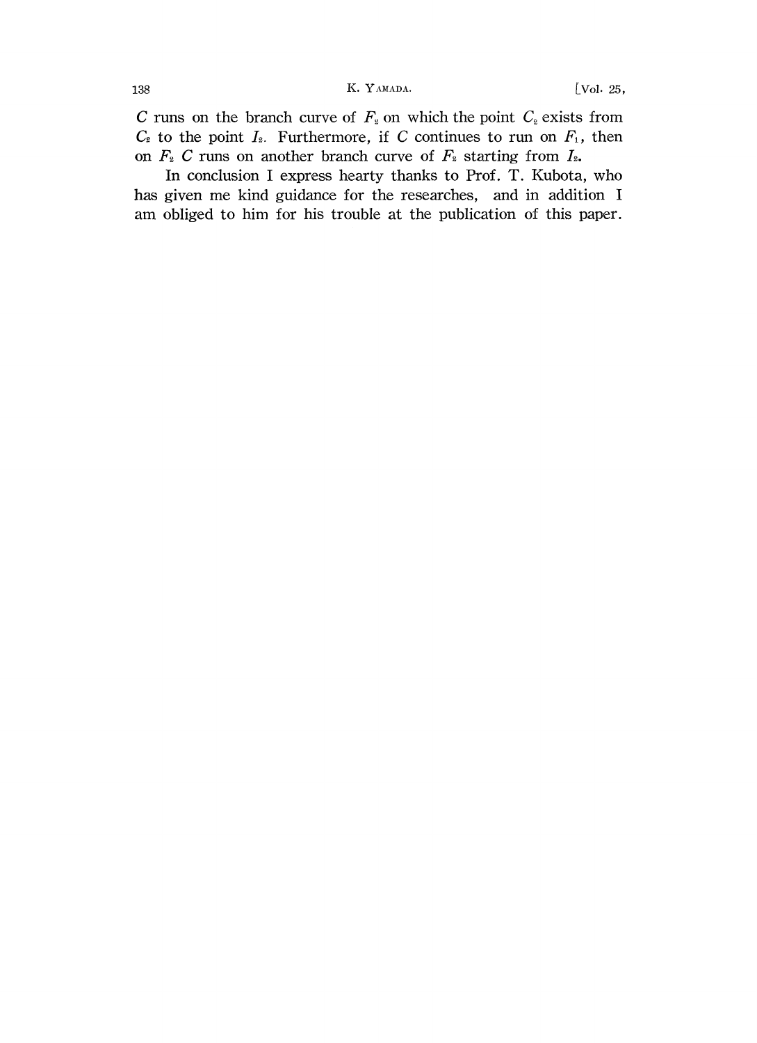$C$ runs on the branch curve of $F_2$ on which the point $C_2$ exists from $C_2$ to the point $I_2$. Furthermore, if $C$ continues to run on $F_1$, then on $F_2$ $C$ runs on another branch curve of $F_2$ starting from $I_2$.

In conclusion I express hearty thanks to Prof. T. Kubota, who has given me kind guidance for the researches, and in addition I am obliged to him for his trouble at the publication of this paper.